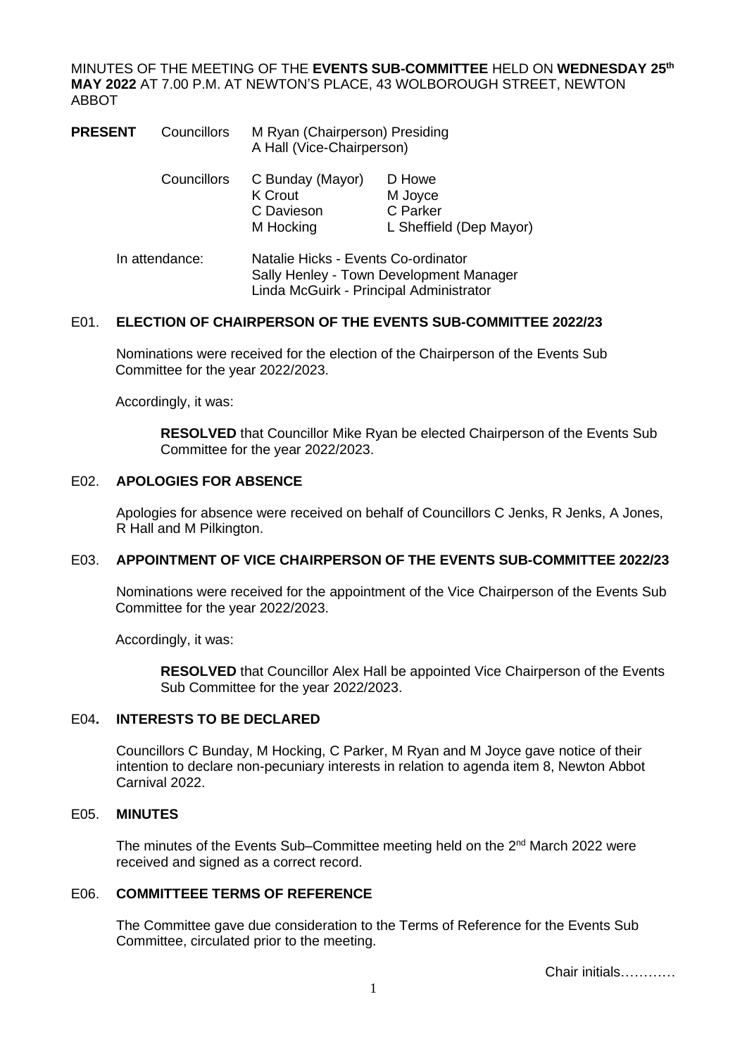MINUTES OF THE MEETING OF THE **EVENTS SUB-COMMITTEE** HELD ON **WEDNESDAY 25th MAY 2022** AT 7.00 P.M. AT NEWTON'S PLACE, 43 WOLBOROUGH STREET, NEWTON ABBOT

| **PRESENT** | Councillors | M Ryan (Chairperson) Presiding<br>A Hall (Vice-Chairperson) | |
|---|---|---|---|
| | Councillors | C Bunday (Mayor)<br>K Crout<br>C Davieson<br>M Hocking | D Howe<br>M Joyce<br>C Parker<br>L Sheffield (Dep Mayor) |

In attendance: Natalie Hicks - Events Co-ordinator
Sally Henley - Town Development Manager
Linda McGuirk - Principal Administrator

## E01. ELECTION OF CHAIRPERSON OF THE EVENTS SUB-COMMITTEE 2022/23

Nominations were received for the election of the Chairperson of the Events Sub Committee for the year 2022/2023.

Accordingly, it was:

> **RESOLVED** that Councillor Mike Ryan be elected Chairperson of the Events Sub Committee for the year 2022/2023.

## E02. APOLOGIES FOR ABSENCE

Apologies for absence were received on behalf of Councillors C Jenks, R Jenks, A Jones, R Hall and M Pilkington.

## E03. APPOINTMENT OF VICE CHAIRPERSON OF THE EVENTS SUB-COMMITTEE 2022/23

Nominations were received for the appointment of the Vice Chairperson of the Events Sub Committee for the year 2022/2023.

Accordingly, it was:

> **RESOLVED** that Councillor Alex Hall be appointed Vice Chairperson of the Events Sub Committee for the year 2022/2023.

## E04. INTERESTS TO BE DECLARED

Councillors C Bunday, M Hocking, C Parker, M Ryan and M Joyce gave notice of their intention to declare non-pecuniary interests in relation to agenda item 8, Newton Abbot Carnival 2022.

## E05. MINUTES

The minutes of the Events Sub–Committee meeting held on the 2nd March 2022 were received and signed as a correct record.

## E06. COMMITTEEE TERMS OF REFERENCE

The Committee gave due consideration to the Terms of Reference for the Events Sub Committee, circulated prior to the meeting.

Chair initials…………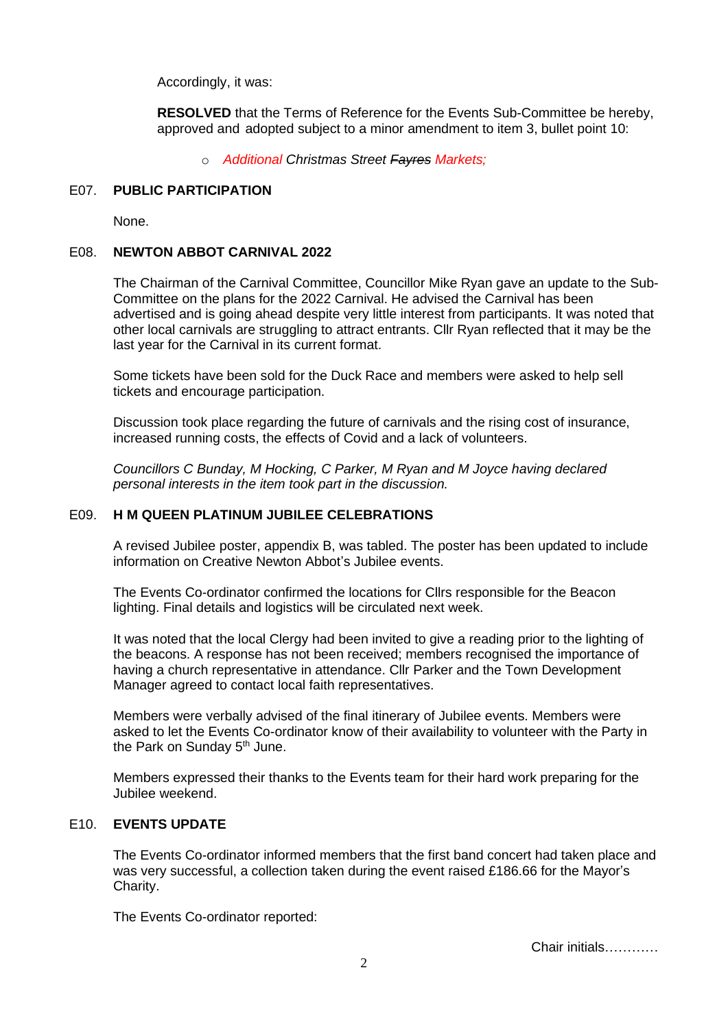Accordingly, it was:

**RESOLVED** that the Terms of Reference for the Events Sub-Committee be hereby, approved and adopted subject to a minor amendment to item 3, bullet point 10:

- *Additional Christmas Street ~~Fayres~~ Markets;*

## E07. PUBLIC PARTICIPATION

None.

## E08. NEWTON ABBOT CARNIVAL 2022

The Chairman of the Carnival Committee, Councillor Mike Ryan gave an update to the Sub-Committee on the plans for the 2022 Carnival. He advised the Carnival has been advertised and is going ahead despite very little interest from participants. It was noted that other local carnivals are struggling to attract entrants. Cllr Ryan reflected that it may be the last year for the Carnival in its current format.

Some tickets have been sold for the Duck Race and members were asked to help sell tickets and encourage participation.

Discussion took place regarding the future of carnivals and the rising cost of insurance, increased running costs, the effects of Covid and a lack of volunteers.

*Councillors C Bunday, M Hocking, C Parker, M Ryan and M Joyce having declared personal interests in the item took part in the discussion.*

## E09. H M QUEEN PLATINUM JUBILEE CELEBRATIONS

A revised Jubilee poster, appendix B, was tabled. The poster has been updated to include information on Creative Newton Abbot's Jubilee events.

The Events Co-ordinator confirmed the locations for Cllrs responsible for the Beacon lighting. Final details and logistics will be circulated next week.

It was noted that the local Clergy had been invited to give a reading prior to the lighting of the beacons. A response has not been received; members recognised the importance of having a church representative in attendance. Cllr Parker and the Town Development Manager agreed to contact local faith representatives.

Members were verbally advised of the final itinerary of Jubilee events. Members were asked to let the Events Co-ordinator know of their availability to volunteer with the Party in the Park on Sunday 5th June.

Members expressed their thanks to the Events team for their hard work preparing for the Jubilee weekend.

## E10. EVENTS UPDATE

The Events Co-ordinator informed members that the first band concert had taken place and was very successful, a collection taken during the event raised £186.66 for the Mayor's Charity.

The Events Co-ordinator reported:

Chair initials…………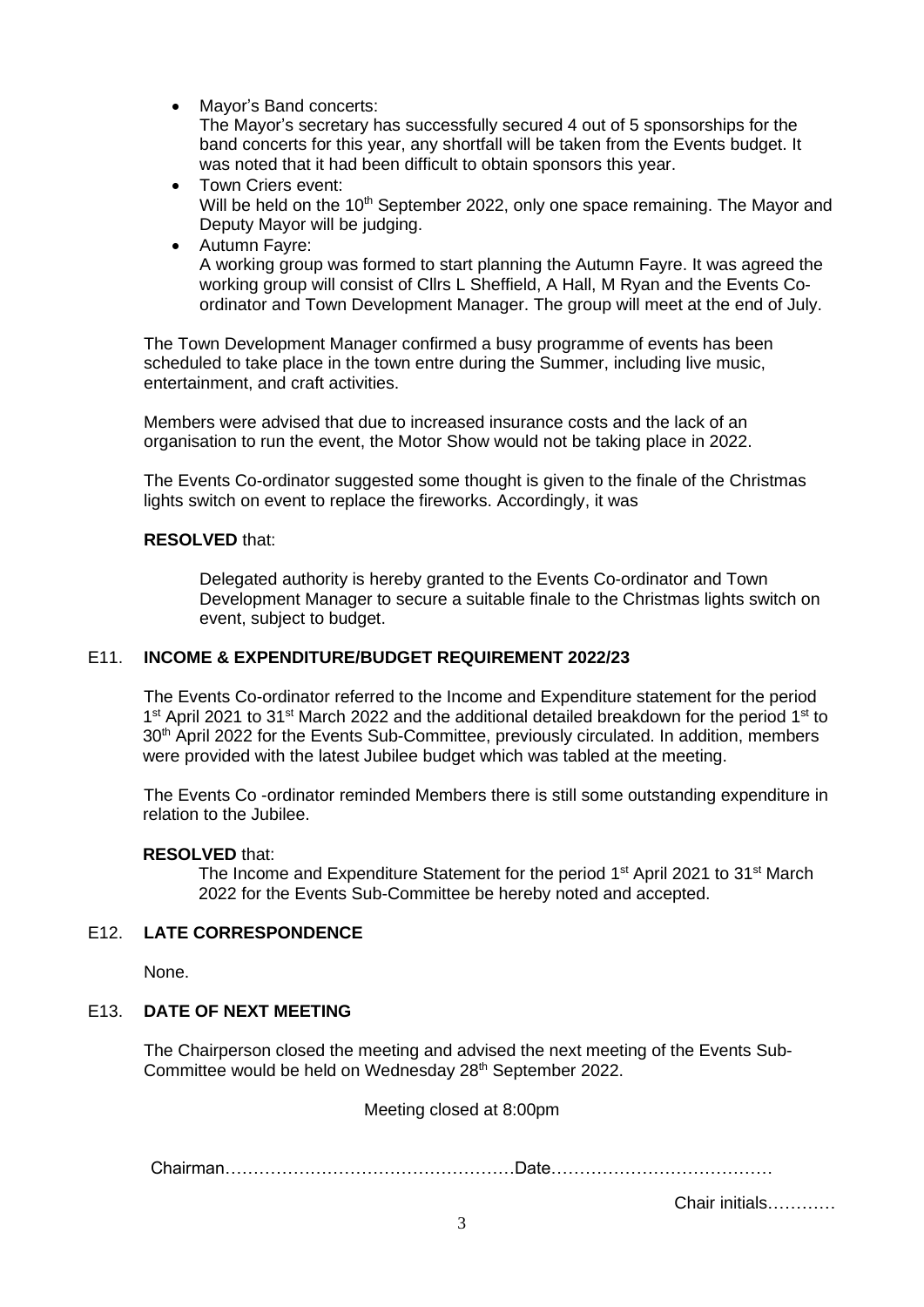- Mayor's Band concerts:
  The Mayor's secretary has successfully secured 4 out of 5 sponsorships for the band concerts for this year, any shortfall will be taken from the Events budget. It was noted that it had been difficult to obtain sponsors this year.
- Town Criers event:
  Will be held on the 10th September 2022, only one space remaining. The Mayor and Deputy Mayor will be judging.
- Autumn Fayre:
  A working group was formed to start planning the Autumn Fayre. It was agreed the working group will consist of Cllrs L Sheffield, A Hall, M Ryan and the Events Co-ordinator and Town Development Manager. The group will meet at the end of July.

The Town Development Manager confirmed a busy programme of events has been scheduled to take place in the town entre during the Summer, including live music, entertainment, and craft activities.

Members were advised that due to increased insurance costs and the lack of an organisation to run the event, the Motor Show would not be taking place in 2022.

The Events Co-ordinator suggested some thought is given to the finale of the Christmas lights switch on event to replace the fireworks. Accordingly, it was

**RESOLVED** that:

Delegated authority is hereby granted to the Events Co-ordinator and Town Development Manager to secure a suitable finale to the Christmas lights switch on event, subject to budget.

## E11. INCOME & EXPENDITURE/BUDGET REQUIREMENT 2022/23

The Events Co-ordinator referred to the Income and Expenditure statement for the period 1st April 2021 to 31st March 2022 and the additional detailed breakdown for the period 1st to 30th April 2022 for the Events Sub-Committee, previously circulated. In addition, members were provided with the latest Jubilee budget which was tabled at the meeting.

The Events Co -ordinator reminded Members there is still some outstanding expenditure in relation to the Jubilee.

**RESOLVED** that:

The Income and Expenditure Statement for the period 1st April 2021 to 31st March 2022 for the Events Sub-Committee be hereby noted and accepted.

## E12. LATE CORRESPONDENCE

None.

## E13. DATE OF NEXT MEETING

The Chairperson closed the meeting and advised the next meeting of the Events Sub-Committee would be held on Wednesday 28th September 2022.

Meeting closed at 8:00pm

Chairman……………………………………………Date…………………………………

Chair initials…………